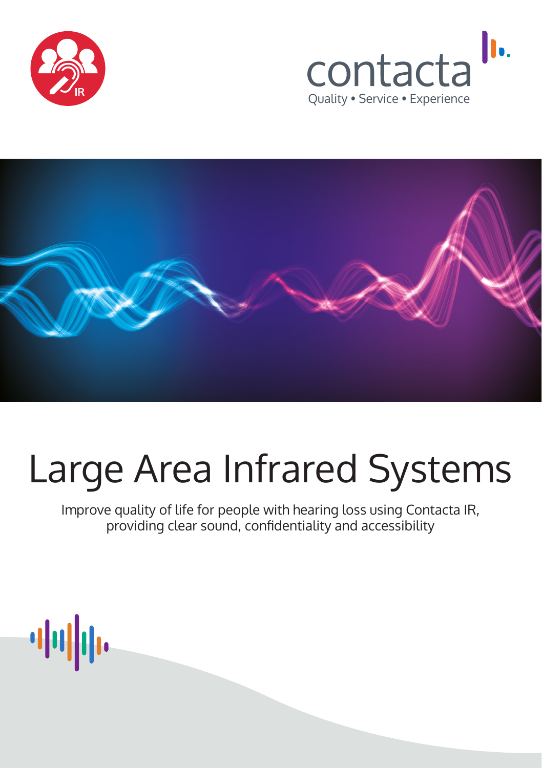contacta

Quality • Service • Experience

# Large Area Infrared Systems

Improve quality of life for people with hearing loss using Contacta IR, providing clear sound, confidentiality and accessibility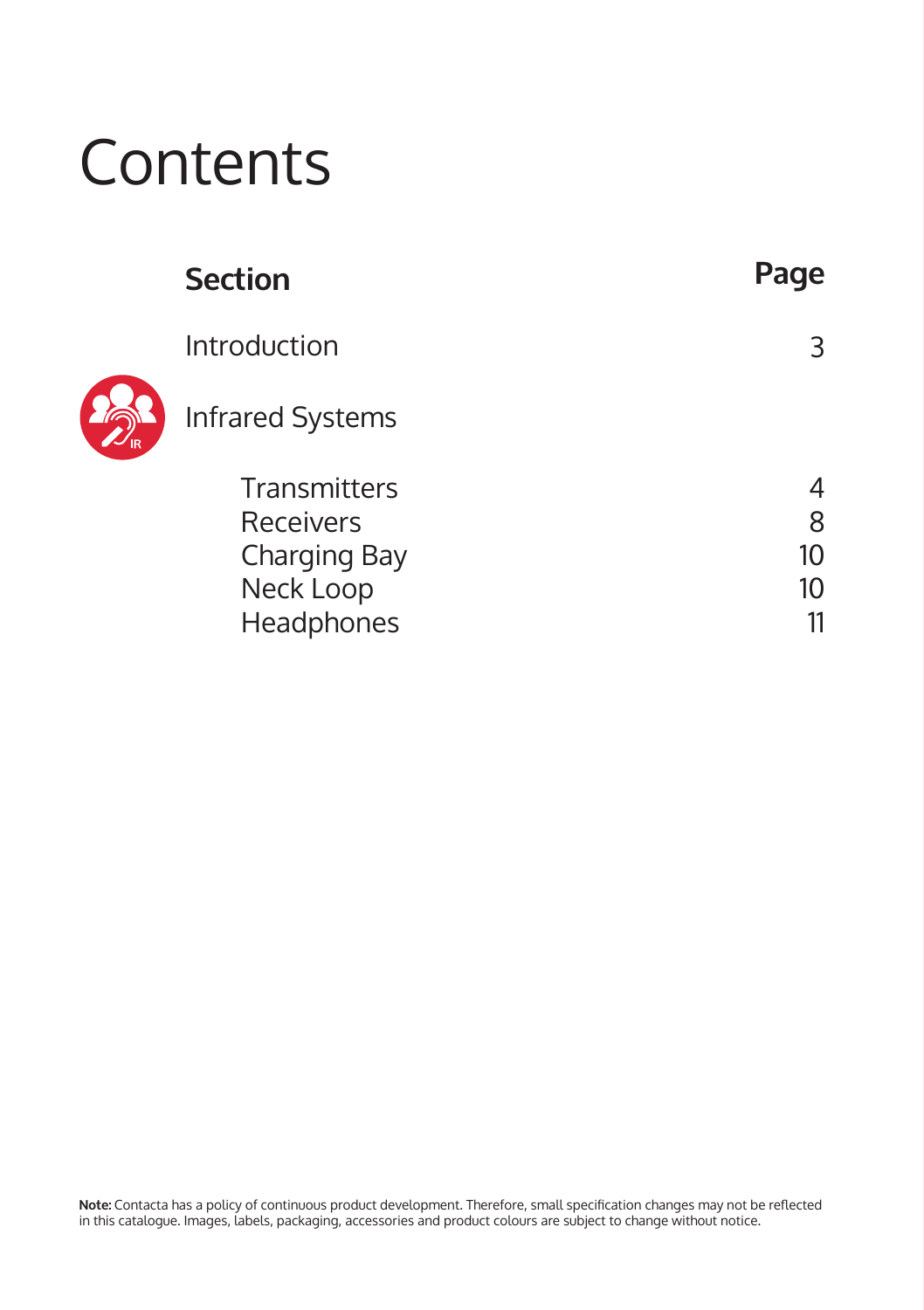# Contents

| Section | Page |
| --- | --- |
| Introduction | 3 |
| Infrared Systems | |
| Transmitters | 4 |
| Receivers | 8 |
| Charging Bay | 10 |
| Neck Loop | 10 |
| Headphones | 11 |

**Note:** Contacta has a policy of continuous product development. Therefore, small specification changes may not be reflected in this catalogue. Images, labels, packaging, accessories and product colours are subject to change without notice.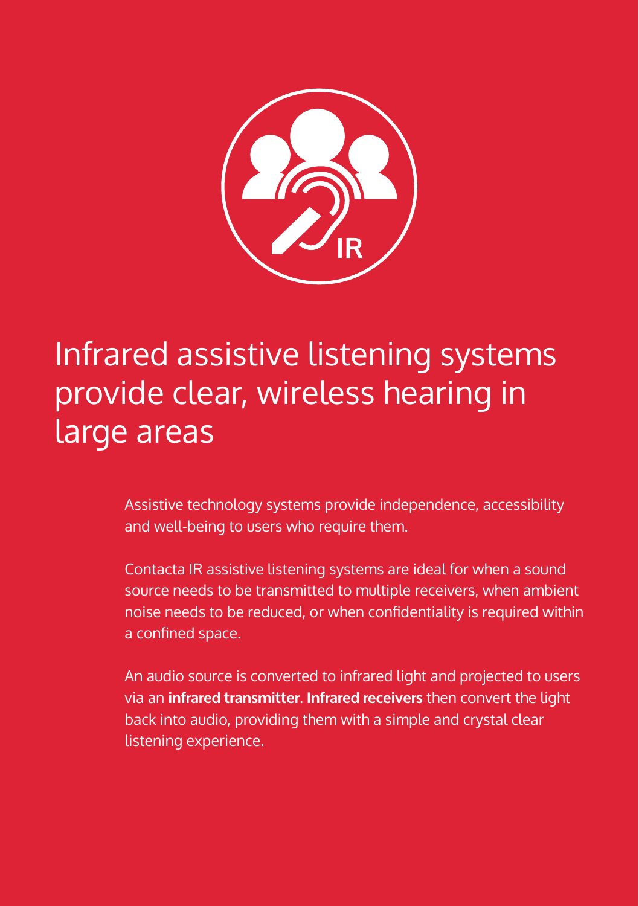# Infrared assistive listening systems provide clear, wireless hearing in large areas

Assistive technology systems provide independence, accessibility and well-being to users who require them.

Contacta IR assistive listening systems are ideal for when a sound source needs to be transmitted to multiple receivers, when ambient noise needs to be reduced, or when confidentiality is required within a confined space.

An audio source is converted to infrared light and projected to users via an **infrared transmitter**. **Infrared receivers** then convert the light back into audio, providing them with a simple and crystal clear listening experience.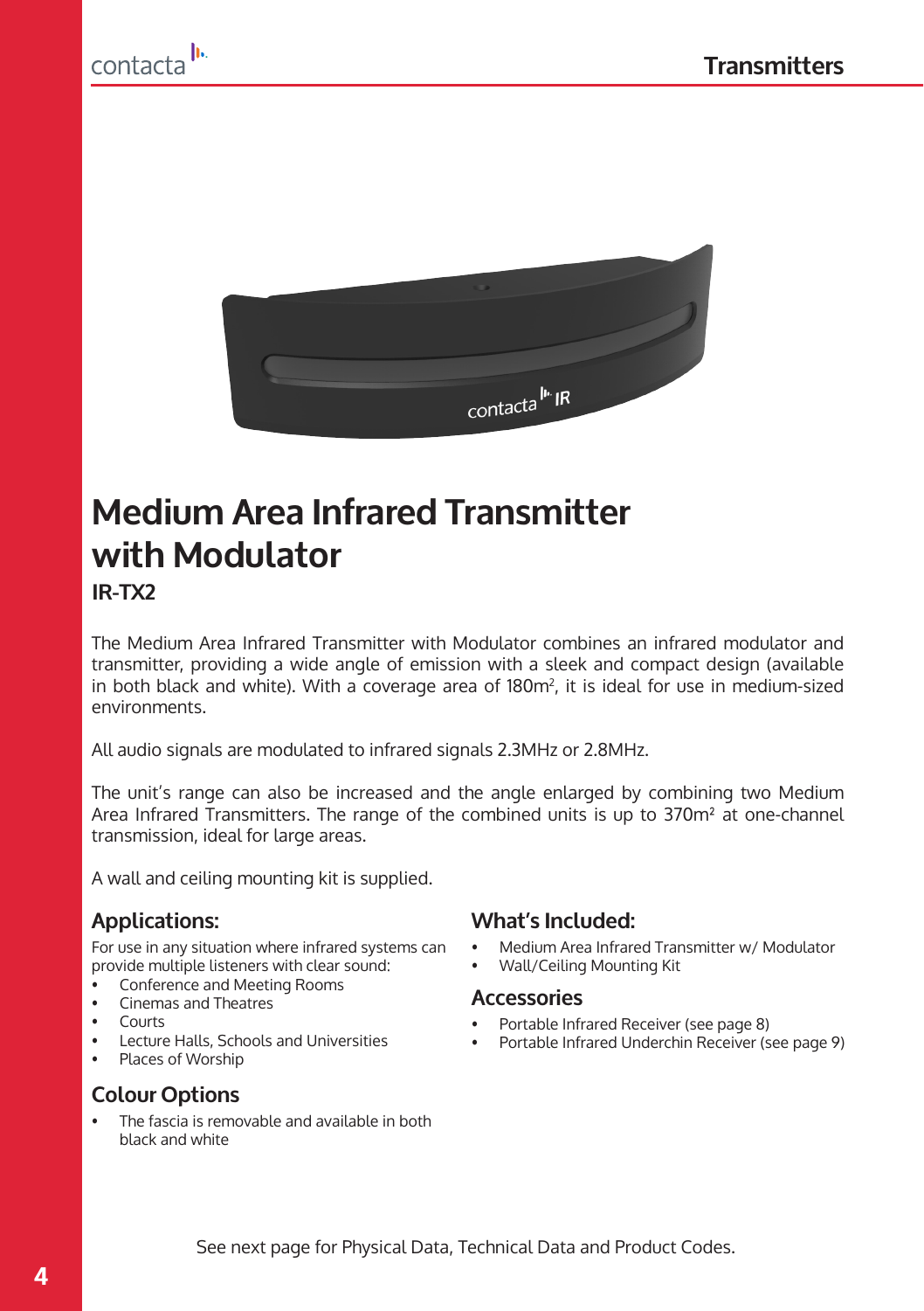# Medium Area Infrared Transmitter with Modulator

**IR-TX2**

The Medium Area Infrared Transmitter with Modulator combines an infrared modulator and transmitter, providing a wide angle of emission with a sleek and compact design (available in both black and white). With a coverage area of 180m$^2$, it is ideal for use in medium-sized environments.

All audio signals are modulated to infrared signals 2.3MHz or 2.8MHz.

The unit's range can also be increased and the angle enlarged by combining two Medium Area Infrared Transmitters. The range of the combined units is up to 370m$^2$ at one-channel transmission, ideal for large areas.

A wall and ceiling mounting kit is supplied.

## Applications:

For use in any situation where infrared systems can provide multiple listeners with clear sound:

- Conference and Meeting Rooms
- Cinemas and Theatres
- Courts
- Lecture Halls, Schools and Universities
- Places of Worship

## Colour Options

- The fascia is removable and available in both black and white

## What's Included:

- Medium Area Infrared Transmitter w/ Modulator
- Wall/Ceiling Mounting Kit

## Accessories

- Portable Infrared Receiver (see page 8)
- Portable Infrared Underchin Receiver (see page 9)

See next page for Physical Data, Technical Data and Product Codes.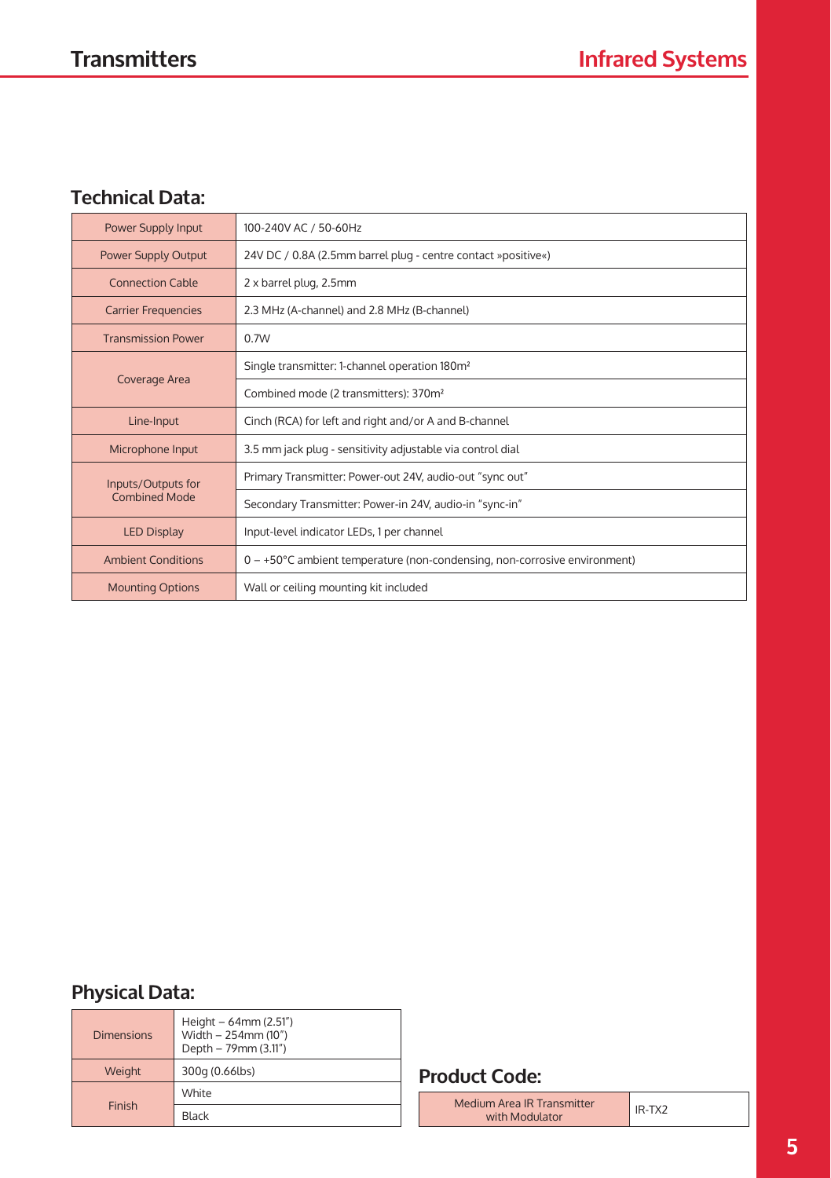## Technical Data:

| | |
|---|---|
| Power Supply Input | 100-240V AC / 50-60Hz |
| Power Supply Output | 24V DC / 0.8A (2.5mm barrel plug - centre contact »positive«) |
| Connection Cable | 2 x barrel plug, 2.5mm |
| Carrier Frequencies | 2.3 MHz (A-channel) and 2.8 MHz (B-channel) |
| Transmission Power | 0.7W |
| Coverage Area | Single transmitter: 1-channel operation 180m² |
| | Combined mode (2 transmitters): 370m² |
| Line-Input | Cinch (RCA) for left and right and/or A and B-channel |
| Microphone Input | 3.5 mm jack plug - sensitivity adjustable via control dial |
| Inputs/Outputs for Combined Mode | Primary Transmitter: Power-out 24V, audio-out "sync out" |
| | Secondary Transmitter: Power-in 24V, audio-in "sync-in" |
| LED Display | Input-level indicator LEDs, 1 per channel |
| Ambient Conditions | 0 – +50°C ambient temperature (non-condensing, non-corrosive environment) |
| Mounting Options | Wall or ceiling mounting kit included |

## Physical Data:

| | |
|---|---|
| Dimensions | Height – 64mm (2.51")<br>Width – 254mm (10")<br>Depth – 79mm (3.11") |
| Weight | 300g (0.66lbs) |
| Finish | White |
| | Black |

## Product Code:

| | |
|---|---|
| Medium Area IR Transmitter with Modulator | IR-TX2 |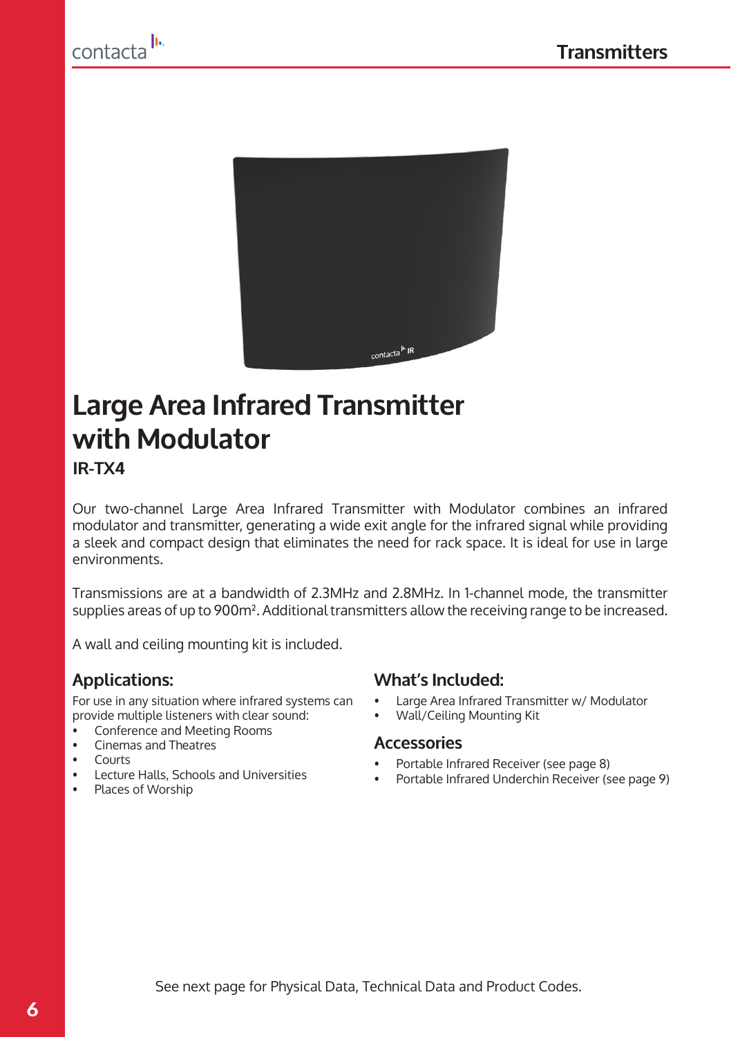# Large Area Infrared Transmitter with Modulator

**IR-TX4**

Our two-channel Large Area Infrared Transmitter with Modulator combines an infrared modulator and transmitter, generating a wide exit angle for the infrared signal while providing a sleek and compact design that eliminates the need for rack space. It is ideal for use in large environments.

Transmissions are at a bandwidth of 2.3MHz and 2.8MHz. In 1-channel mode, the transmitter supplies areas of up to 900m$^2$. Additional transmitters allow the receiving range to be increased.

A wall and ceiling mounting kit is included.

## Applications:

For use in any situation where infrared systems can provide multiple listeners with clear sound:

- Conference and Meeting Rooms
- Cinemas and Theatres
- Courts
- Lecture Halls, Schools and Universities
- Places of Worship

## What's Included:

- Large Area Infrared Transmitter w/ Modulator
- Wall/Ceiling Mounting Kit

## Accessories

- Portable Infrared Receiver (see page 8)
- Portable Infrared Underchin Receiver (see page 9)

See next page for Physical Data, Technical Data and Product Codes.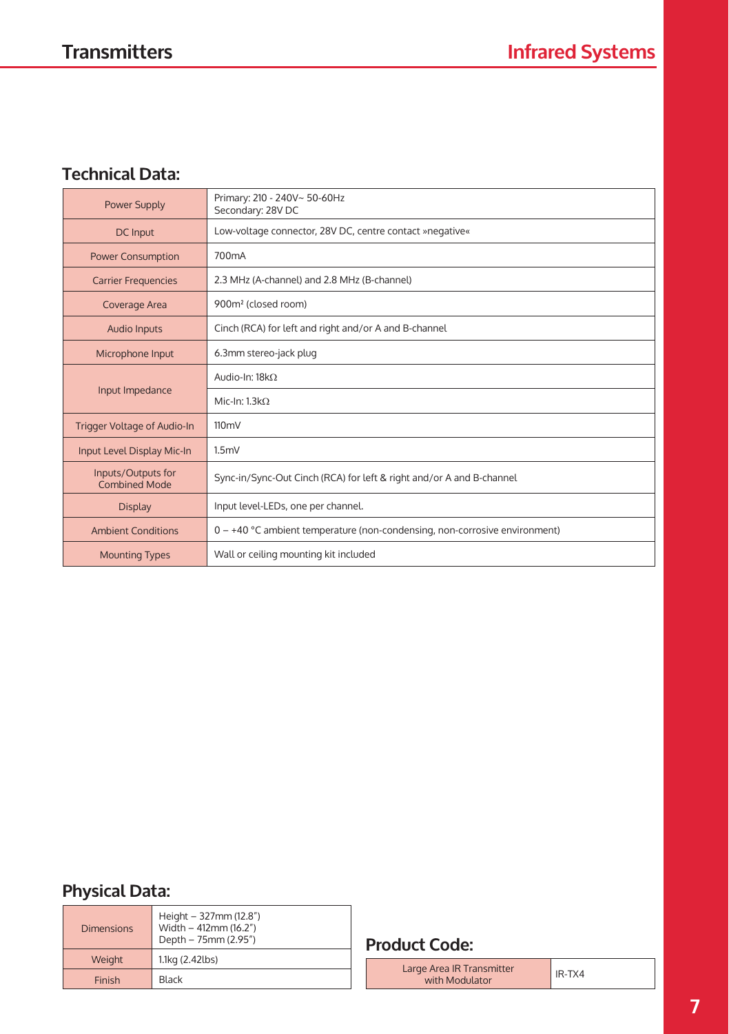# Transmitters

## Infrared Systems

### Technical Data:

| | |
|---|---|
| Power Supply | Primary: 210 - 240V~ 50-60Hz<br>Secondary: 28V DC |
| DC Input | Low-voltage connector, 28V DC, centre contact »negative« |
| Power Consumption | 700mA |
| Carrier Frequencies | 2.3 MHz (A-channel) and 2.8 MHz (B-channel) |
| Coverage Area | 900m² (closed room) |
| Audio Inputs | Cinch (RCA) for left and right and/or A and B-channel |
| Microphone Input | 6.3mm stereo-jack plug |
| Input Impedance | Audio-In: 18kΩ |
| | Mic-In: 1.3kΩ |
| Trigger Voltage of Audio-In | 110mV |
| Input Level Display Mic-In | 1.5mV |
| Inputs/Outputs for Combined Mode | Sync-in/Sync-Out Cinch (RCA) for left & right and/or A and B-channel |
| Display | Input level-LEDs, one per channel. |
| Ambient Conditions | 0 – +40 °C ambient temperature (non-condensing, non-corrosive environment) |
| Mounting Types | Wall or ceiling mounting kit included |

### Physical Data:

| | |
|---|---|
| Dimensions | Height – 327mm (12.8")<br>Width – 412mm (16.2")<br>Depth – 75mm (2.95") |
| Weight | 1.1kg (2.42lbs) |
| Finish | Black |

### Product Code:

| | |
|---|---|
| Large Area IR Transmitter with Modulator | IR-TX4 |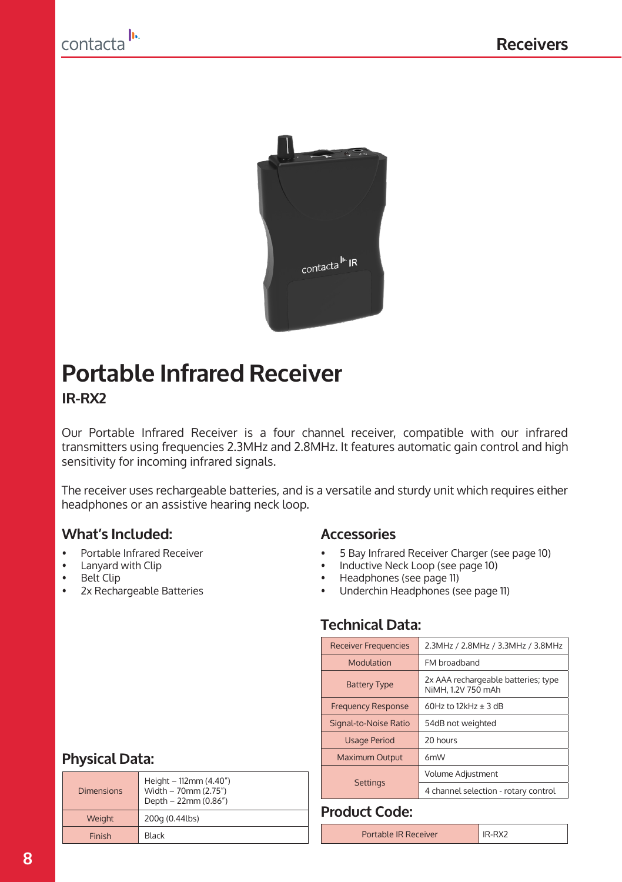# Portable Infrared Receiver

## IR-RX2

Our Portable Infrared Receiver is a four channel receiver, compatible with our infrared transmitters using frequencies 2.3MHz and 2.8MHz. It features automatic gain control and high sensitivity for incoming infrared signals.

The receiver uses rechargeable batteries, and is a versatile and sturdy unit which requires either headphones or an assistive hearing neck loop.

### What's Included:

- Portable Infrared Receiver
- Lanyard with Clip
- Belt Clip
- 2x Rechargeable Batteries

### Accessories

- 5 Bay Infrared Receiver Charger (see page 10)
- Inductive Neck Loop (see page 10)
- Headphones (see page 11)
- Underchin Headphones (see page 11)

### Technical Data:

| | |
|---|---|
| Receiver Frequencies | 2.3MHz / 2.8MHz / 3.3MHz / 3.8MHz |
| Modulation | FM broadband |
| Battery Type | 2x AAA rechargeable batteries; type NiMH, 1.2V 750 mAh |
| Frequency Response | 60Hz to 12kHz ± 3 dB |
| Signal-to-Noise Ratio | 54dB not weighted |
| Usage Period | 20 hours |
| Maximum Output | 6mW |
| Settings | Volume Adjustment |
| | 4 channel selection - rotary control |

### Physical Data:

| | |
|---|---|
| Dimensions | Height – 112mm (4.40") Width – 70mm (2.75") Depth – 22mm (0.86") |
| Weight | 200g (0.44lbs) |
| Finish | Black |

### Product Code:

| | |
|---|---|
| Portable IR Receiver | IR-RX2 |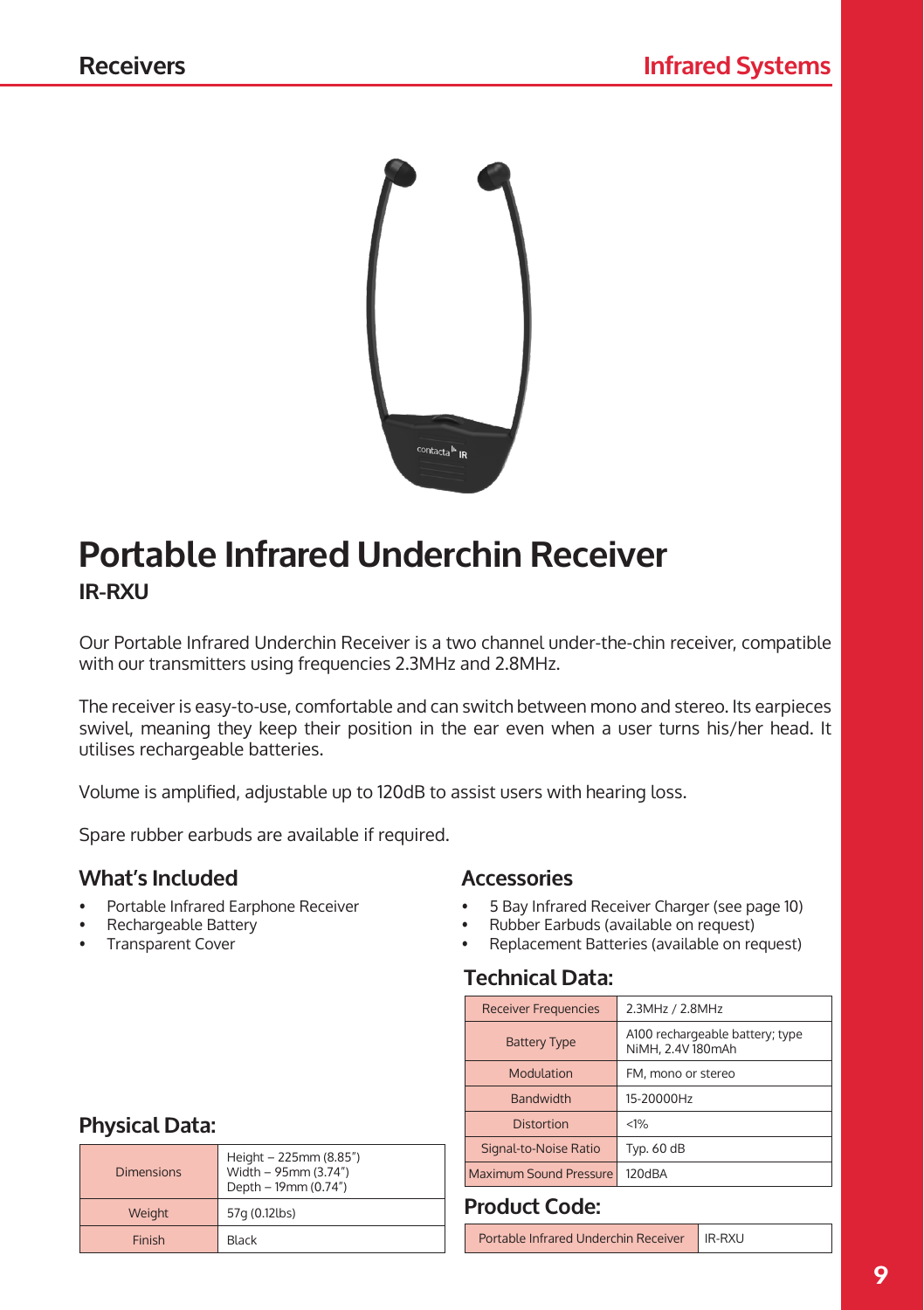# Portable Infrared Underchin Receiver

**IR-RXU**

Our Portable Infrared Underchin Receiver is a two channel under-the-chin receiver, compatible with our transmitters using frequencies 2.3MHz and 2.8MHz.

The receiver is easy-to-use, comfortable and can switch between mono and stereo. Its earpieces swivel, meaning they keep their position in the ear even when a user turns his/her head. It utilises rechargeable batteries.

Volume is amplified, adjustable up to 120dB to assist users with hearing loss.

Spare rubber earbuds are available if required.

## What's Included

- Portable Infrared Earphone Receiver
- Rechargeable Battery
- Transparent Cover

## Accessories

- 5 Bay Infrared Receiver Charger (see page 10)
- Rubber Earbuds (available on request)
- Replacement Batteries (available on request)

## Technical Data:

| | |
|---|---|
| Receiver Frequencies | 2.3MHz / 2.8MHz |
| Battery Type | A100 rechargeable battery; type NiMH, 2.4V 180mAh |
| Modulation | FM, mono or stereo |
| Bandwidth | 15-20000Hz |
| Distortion | <1% |
| Signal-to-Noise Ratio | Typ. 60 dB |
| Maximum Sound Pressure | 120dBA |

## Physical Data:

| | |
|---|---|
| Dimensions | Height – 225mm (8.85")<br>Width – 95mm (3.74")<br>Depth – 19mm (0.74") |
| Weight | 57g (0.12lbs) |
| Finish | Black |

## Product Code:

| | |
|---|---|
| Portable Infrared Underchin Receiver | IR-RXU |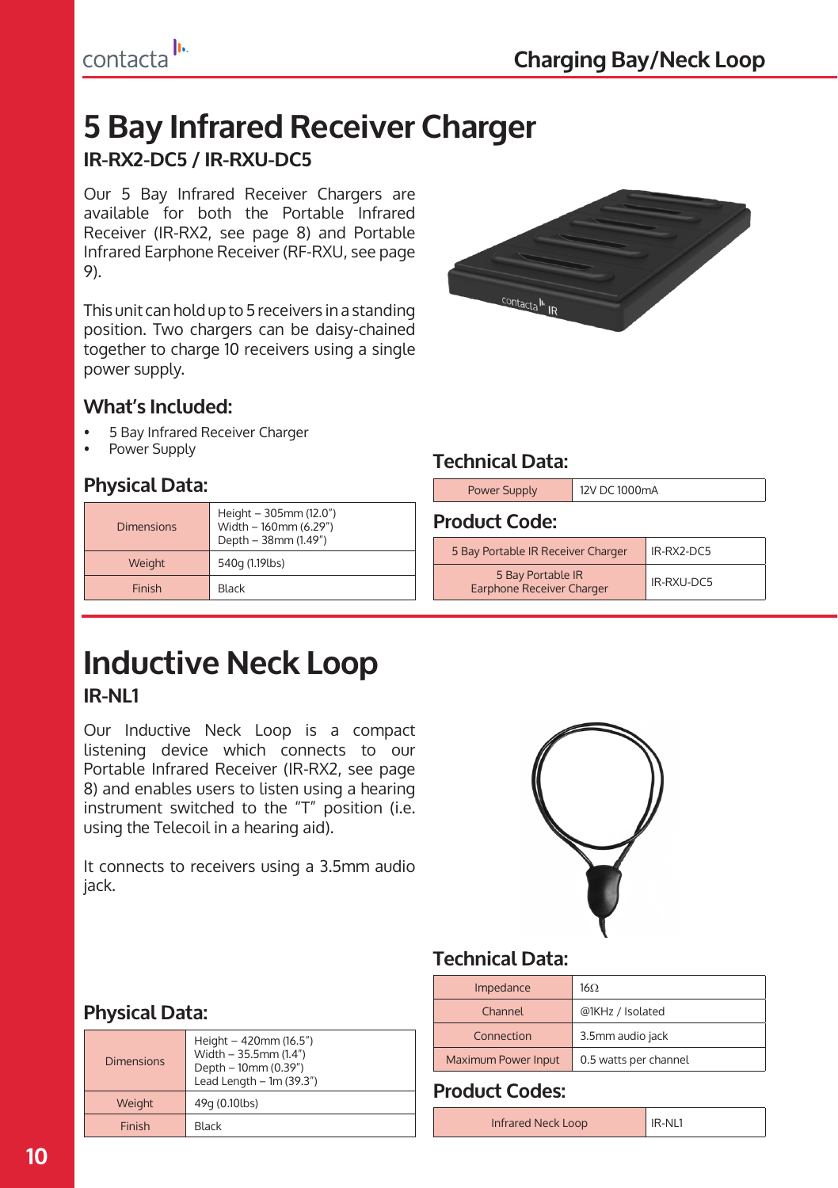# 5 Bay Infrared Receiver Charger

## IR-RX2-DC5 / IR-RXU-DC5

Our 5 Bay Infrared Receiver Chargers are available for both the Portable Infrared Receiver (IR-RX2, see page 8) and Portable Infrared Earphone Receiver (RF-RXU, see page 9).

This unit can hold up to 5 receivers in a standing position. Two chargers can be daisy-chained together to charge 10 receivers using a single power supply.

### What's Included:

- 5 Bay Infrared Receiver Charger
- Power Supply

### Physical Data:

| | |
|---|---|
| Dimensions | Height – 305mm (12.0")<br>Width – 160mm (6.29")<br>Depth – 38mm (1.49") |
| Weight | 540g (1.19lbs) |
| Finish | Black |

### Technical Data:

| | |
|---|---|
| Power Supply | 12V DC 1000mA |

### Product Code:

| | |
|---|---|
| 5 Bay Portable IR Receiver Charger | IR-RX2-DC5 |
| 5 Bay Portable IR Earphone Receiver Charger | IR-RXU-DC5 |

# Inductive Neck Loop

## IR-NL1

Our Inductive Neck Loop is a compact listening device which connects to our Portable Infrared Receiver (IR-RX2, see page 8) and enables users to listen using a hearing instrument switched to the "T" position (i.e. using the Telecoil in a hearing aid).

It connects to receivers using a 3.5mm audio jack.

### Technical Data:

| | |
|---|---|
| Impedance | 16Ω |
| Channel | @1KHz / Isolated |
| Connection | 3.5mm audio jack |
| Maximum Power Input | 0.5 watts per channel |

### Physical Data:

| | |
|---|---|
| Dimensions | Height – 420mm (16.5")<br>Width – 35.5mm (1.4")<br>Depth – 10mm (0.39")<br>Lead Length – 1m (39.3") |
| Weight | 49g (0.10lbs) |
| Finish | Black |

### Product Codes:

| | |
|---|---|
| Infrared Neck Loop | IR-NL1 |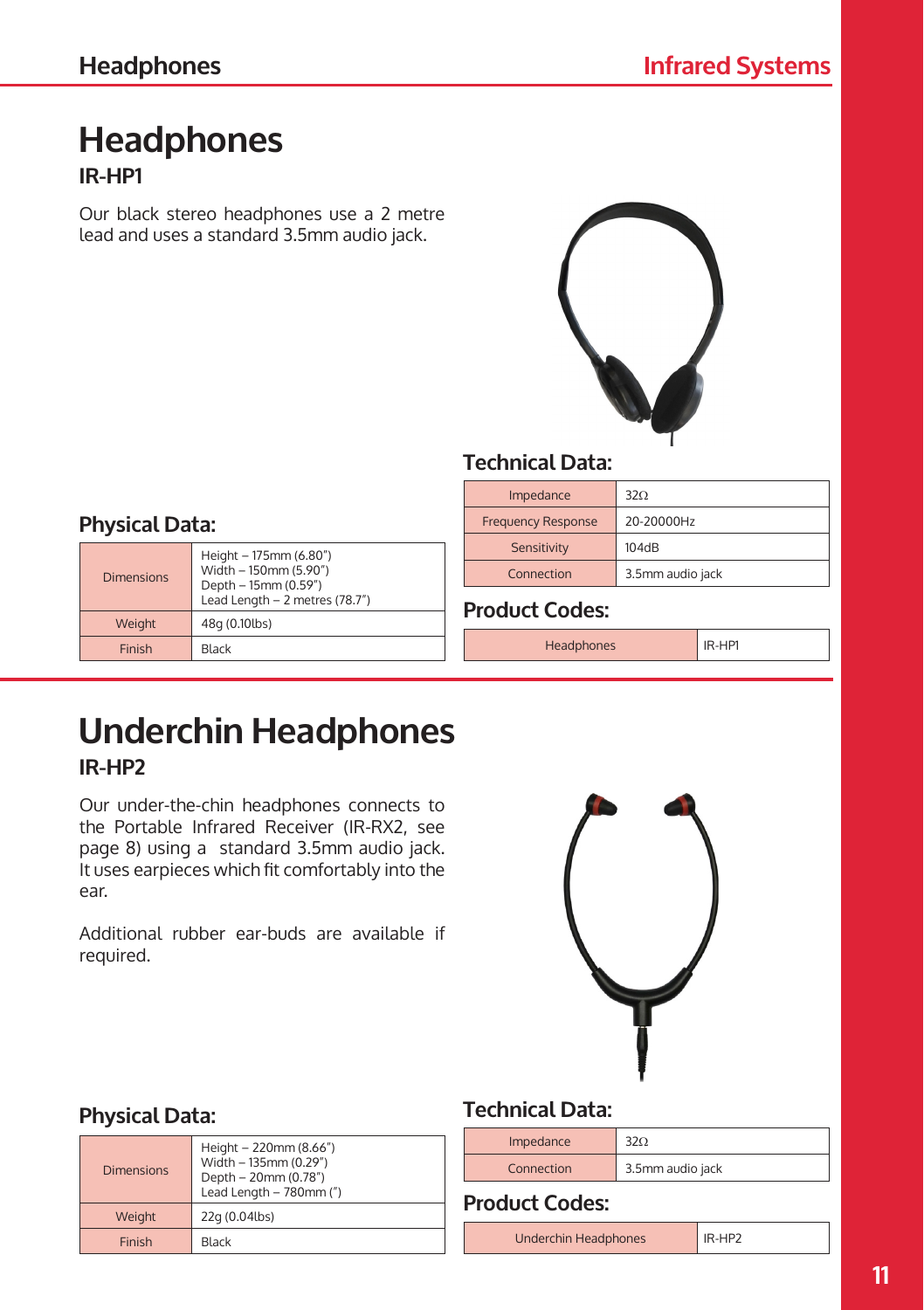# Headphones

### IR-HP1

Our black stereo headphones use a 2 metre lead and uses a standard 3.5mm audio jack.

### Technical Data:

| Impedance | 32Ω |
|---|---|
| Frequency Response | 20-20000Hz |
| Sensitivity | 104dB |
| Connection | 3.5mm audio jack |

### Physical Data:

| Dimensions | Height – 175mm (6.80")<br>Width – 150mm (5.90")<br>Depth – 15mm (0.59")<br>Lead Length – 2 metres (78.7") |
|---|---|
| Weight | 48g (0.10lbs) |
| Finish | Black |

### Product Codes:

| Headphones | IR-HP1 |
|---|---|

# Underchin Headphones

### IR-HP2

Our under-the-chin headphones connects to the Portable Infrared Receiver (IR-RX2, see page 8) using a standard 3.5mm audio jack. It uses earpieces which fit comfortably into the ear.

Additional rubber ear-buds are available if required.

### Physical Data:

| Dimensions | Height – 220mm (8.66")<br>Width – 135mm (0.29")<br>Depth – 20mm (0.78")<br>Lead Length – 780mm (") |
|---|---|
| Weight | 22g (0.04lbs) |
| Finish | Black |

### Technical Data:

| Impedance | 32Ω |
|---|---|
| Connection | 3.5mm audio jack |

### Product Codes:

| Underchin Headphones | IR-HP2 |
|---|---|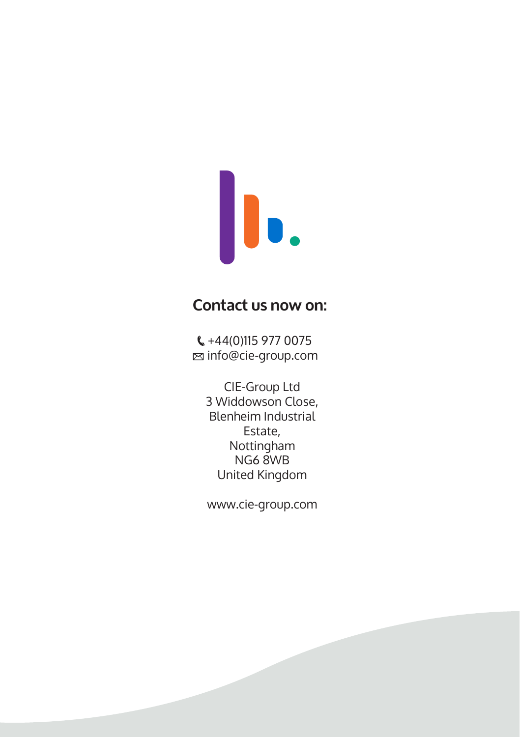## Contact us now on:

+44(0)115 977 0075
info@cie-group.com

CIE-Group Ltd
3 Widdowson Close,
Blenheim Industrial
Estate,
Nottingham
NG6 8WB
United Kingdom

www.cie-group.com